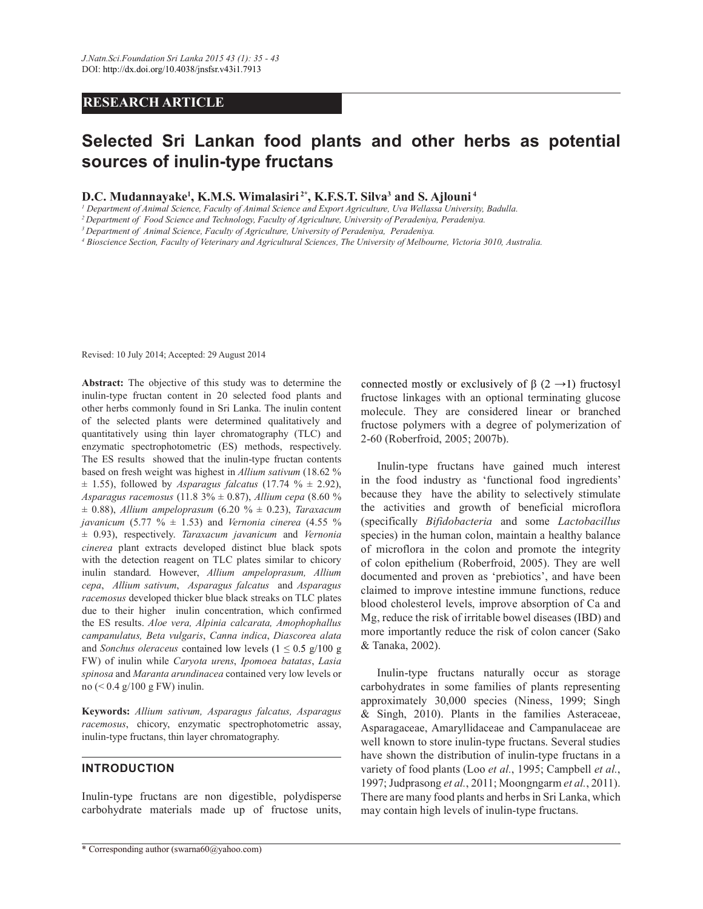RESEARCH ARTICLE

# Selected Sri Lankan food plants and other herbs as potential sources of inulin-type fructans

**D.C. Mudannayake[1], K.M.S. Wimalasiri[2*], K.F.S.T. Silva[3] and S. Ajlouni[4]**

[1] *Department of Animal Science, Faculty of Animal Science and Export Agriculture, Uva Wellassa University, Badulla.*
[2] *Department of Food Science and Technology, Faculty of Agriculture, University of Peradeniya, Peradeniya.*
[3] *Department of Animal Science, Faculty of Agriculture, University of Peradeniya, Peradeniya.*
[4] *Bioscience Section, Faculty of Veterinary and Agricultural Sciences, The University of Melbourne, Victoria 3010, Australia.*

Revised: 10 July 2014; Accepted: 29 August 2014

**Abstract:** The objective of this study was to determine the inulin-type fructan content in 20 selected food plants and other herbs commonly found in Sri Lanka. The inulin content of the selected plants were determined qualitatively and quantitatively using thin layer chromatography (TLC) and enzymatic spectrophotometric (ES) methods, respectively. The ES results showed that the inulin-type fructan contents based on fresh weight was highest in *Allium sativum* (18.62 % ± 1.55), followed by *Asparagus falcatus* (17.74 % ± 2.92), *Asparagus racemosus* (11.8 3% ± 0.87), *Allium cepa* (8.60 % ± 0.88), *Allium ampeloprasum* (6.20 % ± 0.23), *Taraxacum javanicum* (5.77 % ± 1.53) and *Vernonia cinerea* (4.55 % ± 0.93), respectively. *Taraxacum javanicum* and *Vernonia cinerea* plant extracts developed distinct blue black spots with the detection reagent on TLC plates similar to chicory inulin standard. However, *Allium ampeloprasum, Allium cepa*, *Allium sativum*, *Asparagus falcatus* and *Asparagus racemosus* developed thicker blue black streaks on TLC plates due to their higher inulin concentration, which confirmed the ES results. *Aloe vera, Alpinia calcarata, Amophophallus campanulatus, Beta vulgaris*, *Canna indica*, *Diascorea alata* and *Sonchus oleraceus* contained low levels ($1 \leq 0.5$ g/100 g FW) of inulin while *Caryota urens*, *Ipomoea batatas*, *Lasia spinosa* and *Maranta arundinacea* contained very low levels or no (< 0.4 g/100 g FW) inulin.

**Keywords:** *Allium sativum, Asparagus falcatus, Asparagus racemosus*, chicory, enzymatic spectrophotometric assay, inulin-type fructans, thin layer chromatography.

## INTRODUCTION

Inulin-type fructans are non digestible, polydisperse carbohydrate materials made up of fructose units, connected mostly or exclusively of $\beta$ ($2 \rightarrow 1$) fructosyl fructose linkages with an optional terminating glucose molecule. They are considered linear or branched fructose polymers with a degree of polymerization of 2-60 (Roberfroid, 2005; 2007b).

Inulin-type fructans have gained much interest in the food industry as 'functional food ingredients' because they have the ability to selectively stimulate the activities and growth of beneficial microflora (specifically *Bifidobacteria* and some *Lactobacillus* species) in the human colon, maintain a healthy balance of microflora in the colon and promote the integrity of colon epithelium (Roberfroid, 2005). They are well documented and proven as 'prebiotics', and have been claimed to improve intestine immune functions, reduce blood cholesterol levels, improve absorption of Ca and Mg, reduce the risk of irritable bowel diseases (IBD) and more importantly reduce the risk of colon cancer (Sako & Tanaka, 2002).

Inulin-type fructans naturally occur as storage carbohydrates in some families of plants representing approximately 30,000 species (Niness, 1999; Singh & Singh, 2010). Plants in the families Asteraceae, Asparagaceae, Amaryllidaceae and Campanulaceae are well known to store inulin-type fructans. Several studies have shown the distribution of inulin-type fructans in a variety of food plants (Loo *et al*., 1995; Campbell *et al.*, 1997; Judprasong *et al.*, 2011; Moongngarm *et al.*, 2011). There are many food plants and herbs in Sri Lanka, which may contain high levels of inulin-type fructans.

\* Corresponding author (swarna60@yahoo.com)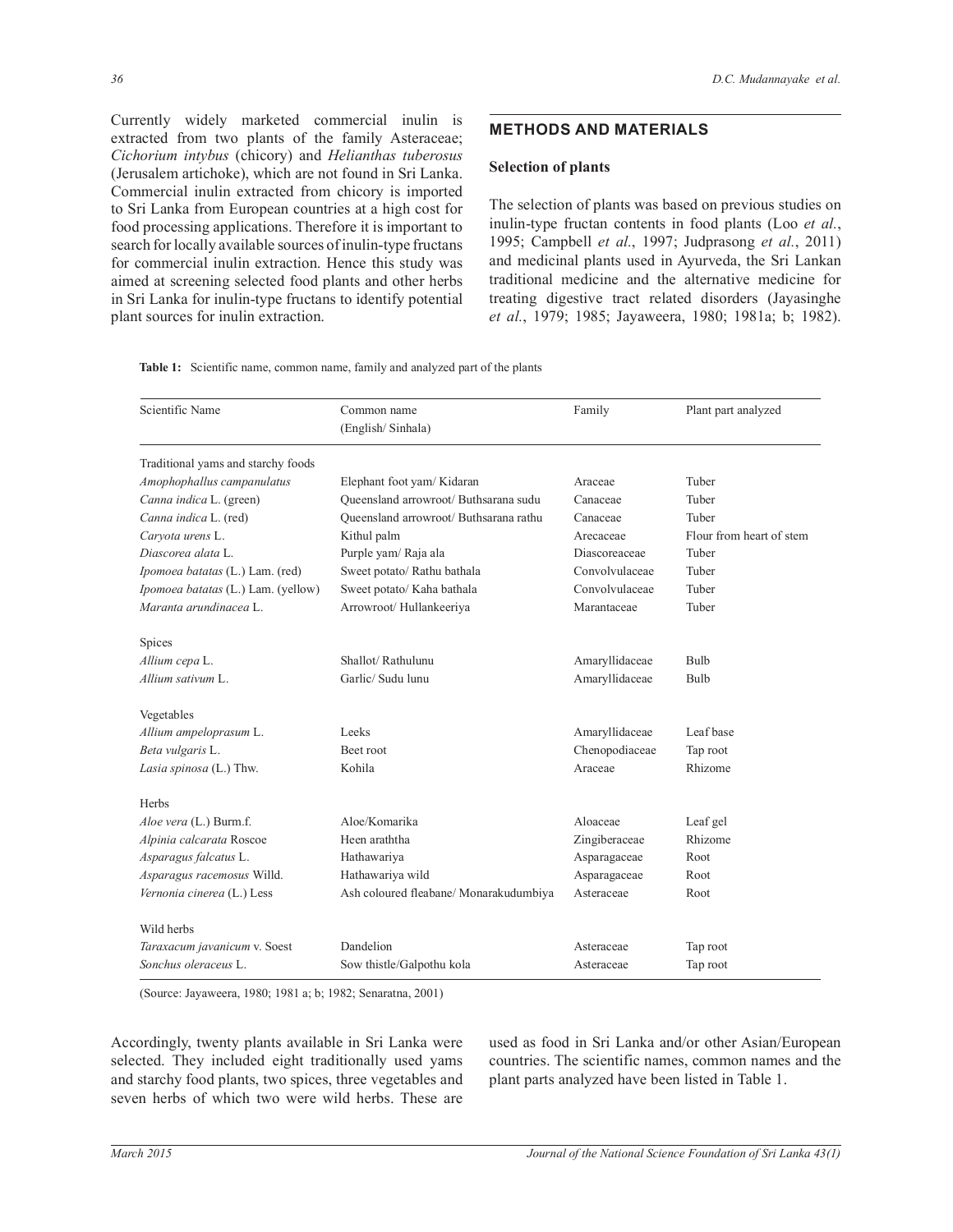Currently widely marketed commercial inulin is extracted from two plants of the family Asteraceae; *Cichorium intybus* (chicory) and *Helianthas tuberosus* (Jerusalem artichoke), which are not found in Sri Lanka. Commercial inulin extracted from chicory is imported to Sri Lanka from European countries at a high cost for food processing applications. Therefore it is important to search for locally available sources of inulin-type fructans for commercial inulin extraction. Hence this study was aimed at screening selected food plants and other herbs in Sri Lanka for inulin-type fructans to identify potential plant sources for inulin extraction.

## METHODS AND MATERIALS

### Selection of plants

The selection of plants was based on previous studies on inulin-type fructan contents in food plants (Loo *et al.*, 1995; Campbell *et al.*, 1997; Judprasong *et al.*, 2011) and medicinal plants used in Ayurveda, the Sri Lankan traditional medicine and the alternative medicine for treating digestive tract related disorders (Jayasinghe *et al.*, 1979; 1985; Jayaweera, 1980; 1981a; b; 1982). Accordingly, twenty plants available in Sri Lanka were selected. They included eight traditionally used yams and starchy food plants, two spices, three vegetables and seven herbs of which two were wild herbs. These are used as food in Sri Lanka and/or other Asian/European countries. The scientific names, common names and the plant parts analyzed have been listed in Table 1.

**Table 1:** Scientific name, common name, family and analyzed part of the plants

| Scientific Name | Common name (English/ Sinhala) | Family | Plant part analyzed |
|---|---|---|---|
| Traditional yams and starchy foods | | | |
| *Amophophallus campanulatus* | Elephant foot yam/ Kidaran | Araceae | Tuber |
| *Canna indica* L. (green) | Queensland arrowroot/ Buthsarana sudu | Canaceae | Tuber |
| *Canna indica* L. (red) | Queensland arrowroot/ Buthsarana rathu | Canaceae | Tuber |
| *Caryota urens* L. | Kithul palm | Arecaceae | Flour from heart of stem |
| *Diascorea alata* L. | Purple yam/ Raja ala | Diascoreaceae | Tuber |
| *Ipomoea batatas* (L.) Lam. (red) | Sweet potato/ Rathu bathala | Convolvulaceae | Tuber |
| *Ipomoea batatas* (L.) Lam. (yellow) | Sweet potato/ Kaha bathala | Convolvulaceae | Tuber |
| *Maranta arundinacea* L. | Arrowroot/ Hullankeeriya | Marantaceae | Tuber |
| Spices | | | |
| *Allium cepa* L. | Shallot/ Rathulunu | Amaryllidaceae | Bulb |
| *Allium sativum* L. | Garlic/ Sudu lunu | Amaryllidaceae | Bulb |
| Vegetables | | | |
| *Allium ampeloprasum* L. | Leeks | Amaryllidaceae | Leaf base |
| *Beta vulgaris* L. | Beet root | Chenopodiaceae | Tap root |
| *Lasia spinosa* (L.) Thw. | Kohila | Araceae | Rhizome |
| Herbs | | | |
| *Aloe vera* (L.) Burm.f. | Aloe/Komarika | Aloaceae | Leaf gel |
| *Alpinia calcarata* Roscoe | Heen araththa | Zingiberaceae | Rhizome |
| *Asparagus falcatus* L. | Hathawariya | Asparagaceae | Root |
| *Asparagus racemosus* Willd. | Hathawariya wild | Asparagaceae | Root |
| *Vernonia cinerea* (L.) Less | Ash coloured fleabane/ Monarakudumbiya | Asteraceae | Root |
| Wild herbs | | | |
| *Taraxacum javanicum* v. Soest | Dandelion | Asteraceae | Tap root |
| *Sonchus oleraceus* L. | Sow thistle/Galpothu kola | Asteraceae | Tap root |

(Source: Jayaweera, 1980; 1981 a; b; 1982; Senaratna, 2001)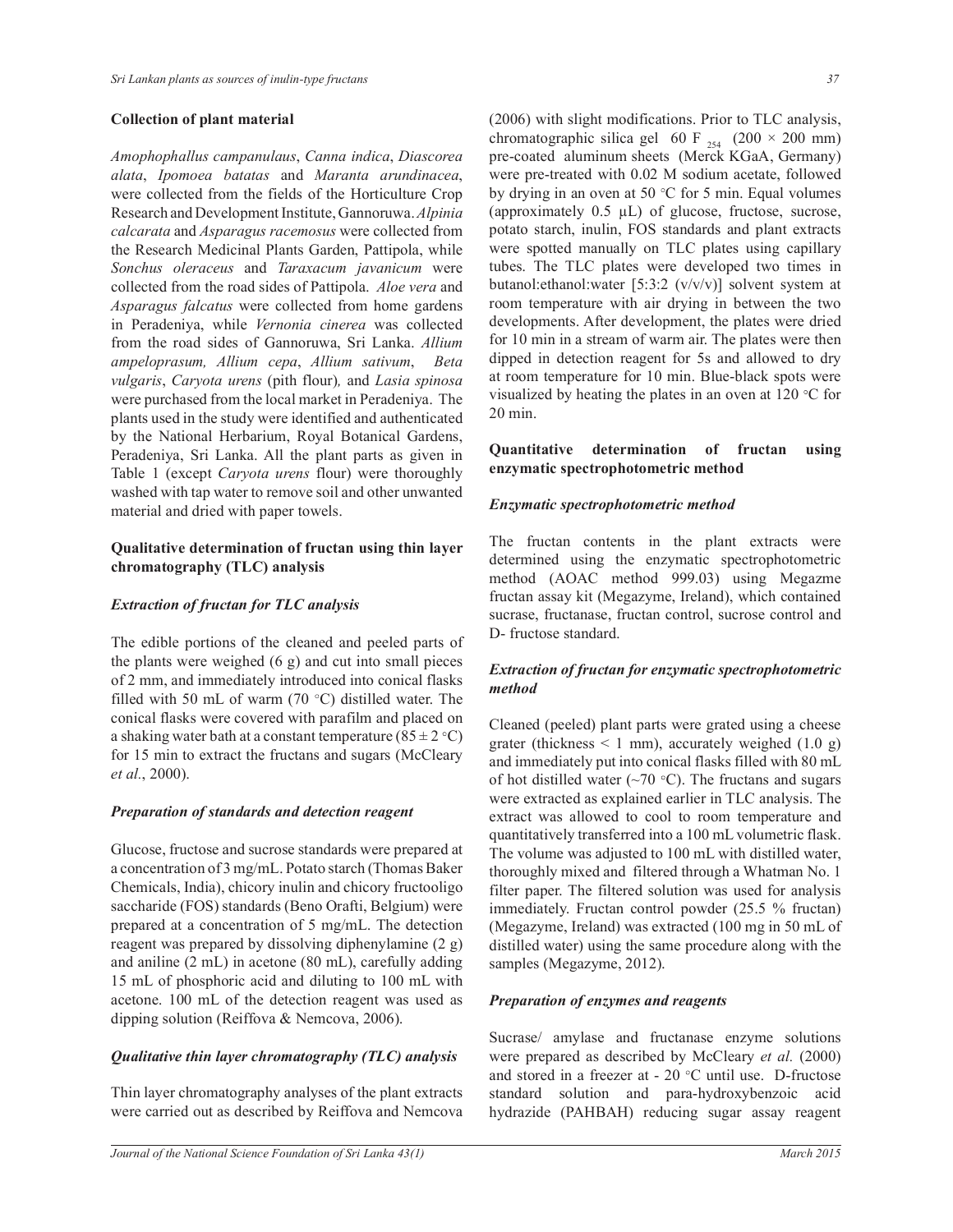### Collection of plant material

*Amophophallus campanulaus*, *Canna indica*, *Diascorea alata*, *Ipomoea batatas* and *Maranta arundinacea*, were collected from the fields of the Horticulture Crop Research and Development Institute, Gannoruwa. *Alpinia calcarata* and *Asparagus racemosus* were collected from the Research Medicinal Plants Garden, Pattipola, while *Sonchus oleraceus* and *Taraxacum javanicum* were collected from the road sides of Pattipola. *Aloe vera* and *Asparagus falcatus* were collected from home gardens in Peradeniya, while *Vernonia cinerea* was collected from the road sides of Gannoruwa, Sri Lanka. *Allium ampeloprasum, Allium cepa*, *Allium sativum*, *Beta vulgaris*, *Caryota urens* (pith flour), and *Lasia spinosa* were purchased from the local market in Peradeniya. The plants used in the study were identified and authenticated by the National Herbarium, Royal Botanical Gardens, Peradeniya, Sri Lanka. All the plant parts as given in Table 1 (except *Caryota urens* flour) were thoroughly washed with tap water to remove soil and other unwanted material and dried with paper towels.

### Qualitative determination of fructan using thin layer chromatography (TLC) analysis

#### *Extraction of fructan for TLC analysis*

The edible portions of the cleaned and peeled parts of the plants were weighed (6 g) and cut into small pieces of 2 mm, and immediately introduced into conical flasks filled with 50 mL of warm (70 °C) distilled water. The conical flasks were covered with parafilm and placed on a shaking water bath at a constant temperature (85 ± 2 °C) for 15 min to extract the fructans and sugars (McCleary *et al.*, 2000).

#### *Preparation of standards and detection reagent*

Glucose, fructose and sucrose standards were prepared at a concentration of 3 mg/mL. Potato starch (Thomas Baker Chemicals, India), chicory inulin and chicory fructooligo saccharide (FOS) standards (Beno Orafti, Belgium) were prepared at a concentration of 5 mg/mL. The detection reagent was prepared by dissolving diphenylamine (2 g) and aniline (2 mL) in acetone (80 mL), carefully adding 15 mL of phosphoric acid and diluting to 100 mL with acetone. 100 mL of the detection reagent was used as dipping solution (Reiffova & Nemcova, 2006).

#### *Qualitative thin layer chromatography (TLC) analysis*

Thin layer chromatography analyses of the plant extracts were carried out as described by Reiffova and Nemcova (2006) with slight modifications. Prior to TLC analysis, chromatographic silica gel 60 $F_{254}$ (200 × 200 mm) pre-coated aluminum sheets (Merck KGaA, Germany) were pre-treated with 0.02 M sodium acetate, followed by drying in an oven at 50 °C for 5 min. Equal volumes (approximately 0.5 µL) of glucose, fructose, sucrose, potato starch, inulin, FOS standards and plant extracts were spotted manually on TLC plates using capillary tubes. The TLC plates were developed two times in butanol:ethanol:water [5:3:2 (v/v/v)] solvent system at room temperature with air drying in between the two developments. After development, the plates were dried for 10 min in a stream of warm air. The plates were then dipped in detection reagent for 5s and allowed to dry at room temperature for 10 min. Blue-black spots were visualized by heating the plates in an oven at 120 °C for 20 min.

### Quantitative determination of fructan using enzymatic spectrophotometric method

#### *Enzymatic spectrophotometric method*

The fructan contents in the plant extracts were determined using the enzymatic spectrophotometric method (AOAC method 999.03) using Megazme fructan assay kit (Megazyme, Ireland), which contained sucrase, fructanase, fructan control, sucrose control and D- fructose standard.

#### *Extraction of fructan for enzymatic spectrophotometric method*

Cleaned (peeled) plant parts were grated using a cheese grater (thickness < 1 mm), accurately weighed (1.0 g) and immediately put into conical flasks filled with 80 mL of hot distilled water (~70 °C). The fructans and sugars were extracted as explained earlier in TLC analysis. The extract was allowed to cool to room temperature and quantitatively transferred into a 100 mL volumetric flask. The volume was adjusted to 100 mL with distilled water, thoroughly mixed and filtered through a Whatman No. 1 filter paper. The filtered solution was used for analysis immediately. Fructan control powder (25.5 % fructan) (Megazyme, Ireland) was extracted (100 mg in 50 mL of distilled water) using the same procedure along with the samples (Megazyme, 2012).

#### *Preparation of enzymes and reagents*

Sucrase/ amylase and fructanase enzyme solutions were prepared as described by McCleary *et al.* (2000) and stored in a freezer at - 20 °C until use. D-fructose standard solution and para-hydroxybenzoic acid hydrazide (PAHBAH) reducing sugar assay reagent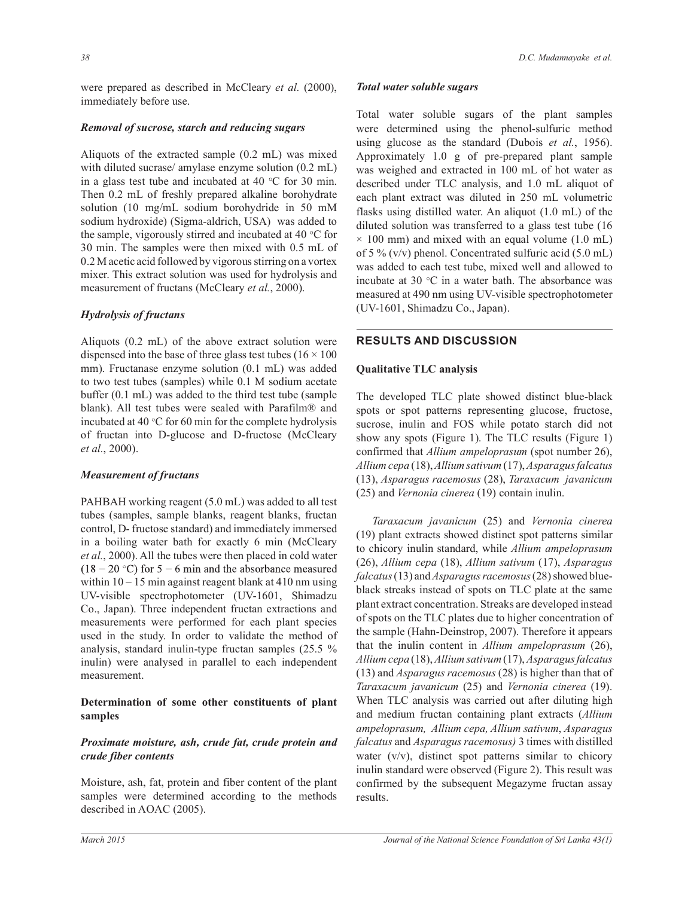were prepared as described in McCleary *et al.* (2000), immediately before use.

### *Removal of sucrose, starch and reducing sugars*

Aliquots of the extracted sample (0.2 mL) was mixed with diluted sucrase/ amylase enzyme solution (0.2 mL) in a glass test tube and incubated at 40 °C for 30 min. Then 0.2 mL of freshly prepared alkaline borohydrate solution (10 mg/mL sodium borohydride in 50 mM sodium hydroxide) (Sigma-aldrich, USA) was added to the sample, vigorously stirred and incubated at 40 °C for 30 min. The samples were then mixed with 0.5 mL of 0.2 M acetic acid followed by vigorous stirring on a vortex mixer. This extract solution was used for hydrolysis and measurement of fructans (McCleary *et al.*, 2000).

### *Hydrolysis of fructans*

Aliquots (0.2 mL) of the above extract solution were dispensed into the base of three glass test tubes (16 × 100 mm). Fructanase enzyme solution (0.1 mL) was added to two test tubes (samples) while 0.1 M sodium acetate buffer (0.1 mL) was added to the third test tube (sample blank). All test tubes were sealed with Parafilm® and incubated at 40 °C for 60 min for the complete hydrolysis of fructan into D-glucose and D-fructose (McCleary *et al.*, 2000).

### *Measurement of fructans*

PAHBAH working reagent (5.0 mL) was added to all test tubes (samples, sample blanks, reagent blanks, fructan control, D- fructose standard) and immediately immersed in a boiling water bath for exactly 6 min (McCleary *et al.*, 2000). All the tubes were then placed in cold water (18 − 20 °C) for 5 − 6 min and the absorbance measured within 10 – 15 min against reagent blank at 410 nm using UV-visible spectrophotometer (UV-1601, Shimadzu Co., Japan). Three independent fructan extractions and measurements were performed for each plant species used in the study. In order to validate the method of analysis, standard inulin-type fructan samples (25.5 % inulin) were analysed in parallel to each independent measurement.

### **Determination of some other constituents of plant samples**

### *Proximate moisture, ash, crude fat, crude protein and crude fiber contents*

Moisture, ash, fat, protein and fiber content of the plant samples were determined according to the methods described in AOAC (2005).

### *Total water soluble sugars*

Total water soluble sugars of the plant samples were determined using the phenol-sulfuric method using glucose as the standard (Dubois *et al.*, 1956). Approximately 1.0 g of pre-prepared plant sample was weighed and extracted in 100 mL of hot water as described under TLC analysis, and 1.0 mL aliquot of each plant extract was diluted in 250 mL volumetric flasks using distilled water. An aliquot (1.0 mL) of the diluted solution was transferred to a glass test tube (16 × 100 mm) and mixed with an equal volume (1.0 mL) of 5 % (v/v) phenol. Concentrated sulfuric acid (5.0 mL) was added to each test tube, mixed well and allowed to incubate at 30 °C in a water bath. The absorbance was measured at 490 nm using UV-visible spectrophotometer (UV-1601, Shimadzu Co., Japan).

## RESULTS AND DISCUSSION

### **Qualitative TLC analysis**

The developed TLC plate showed distinct blue-black spots or spot patterns representing glucose, fructose, sucrose, inulin and FOS while potato starch did not show any spots (Figure 1). The TLC results (Figure 1) confirmed that *Allium ampeloprasum* (spot number 26), *Allium cepa* (18), *Allium sativum* (17), *Asparagus falcatus* (13), *Asparagus racemosus* (28), *Taraxacum javanicum* (25) and *Vernonia cinerea* (19) contain inulin.

*Taraxacum javanicum* (25) and *Vernonia cinerea* (19) plant extracts showed distinct spot patterns similar to chicory inulin standard, while *Allium ampeloprasum* (26), *Allium cepa* (18), *Allium sativum* (17), *Asparagus falcatus* (13) and *Asparagus racemosus* (28) showed blue-black streaks instead of spots on TLC plate at the same plant extract concentration. Streaks are developed instead of spots on the TLC plates due to higher concentration of the sample (Hahn-Deinstrop, 2007). Therefore it appears that the inulin content in *Allium ampeloprasum* (26), *Allium cepa* (18), *Allium sativum* (17), *Asparagus falcatus* (13) and *Asparagus racemosus* (28) is higher than that of *Taraxacum javanicum* (25) and *Vernonia cinerea* (19). When TLC analysis was carried out after diluting high and medium fructan containing plant extracts (*Allium ampeloprasum, Allium cepa, Allium sativum*, *Asparagus falcatus* and *Asparagus racemosus)* 3 times with distilled water (v/v), distinct spot patterns similar to chicory inulin standard were observed (Figure 2). This result was confirmed by the subsequent Megazyme fructan assay results.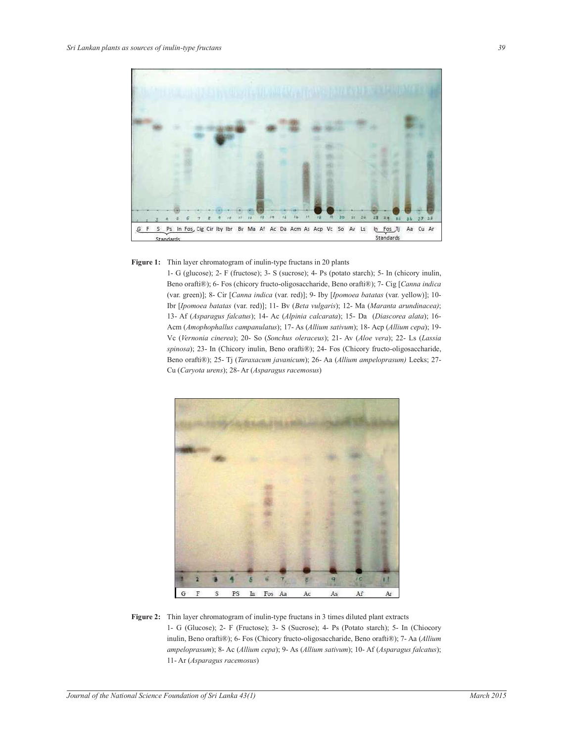**Figure 1:** Thin layer chromatogram of inulin-type fructans in 20 plants

1- G (glucose); 2- F (fructose); 3- S (sucrose); 4- Ps (potato starch); 5- In (chicory inulin, Beno orafti®); 6- Fos (chicory fructo-oligosaccharide, Beno orafti®); 7- Cig [*Canna indica* (var. green)]; 8- Cir [*Canna indica* (var. red)]; 9- Iby [*Ipomoea batatas* (var. yellow)]; 10- Ibr [*Ipomoea batatas* (var. red)]; 11- Bv (*Beta vulgaris*); 12- Ma (*Maranta arundinacea)*; 13- Af (*Asparagus falcatus*); 14- Ac (*Alpinia calcarata*); 15- Da (*Diascorea alata*); 16- Acm (*Amophophallus campanulatus*); 17- As (*Allium sativum*); 18- Acp (*Allium cepa*); 19- Vc (*Vernonia cinerea*); 20- So (*Sonchus oleraceus*); 21- Av (*Aloe vera*); 22- Ls (*Lassia spinosa*); 23- In (Chicory inulin, Beno orafti®); 24- Fos (Chicory fructo-oligosaccharide, Beno orafti®); 25- Tj (*Taraxacum javanicum*); 26- Aa (*Allium ampeloprasum)* Leeks; 27- Cu (*Caryota urens*); 28- Ar (*Asparagus racemosus*)

**Figure 2:** Thin layer chromatogram of inulin-type fructans in 3 times diluted plant extracts

1- G (Glucose); 2- F (Fructose); 3- S (Sucrose); 4- Ps (Potato starch); 5- In (Chiocory inulin, Beno orafti®); 6- Fos (Chicory fructo-oligosaccharide, Beno orafti®); 7- Aa (*Allium ampeloprasum*); 8- Ac (*Allium cepa*); 9- As (*Allium sativum*); 10- Af (*Asparagus falcatus*); 11- Ar (*Asparagus racemosus*)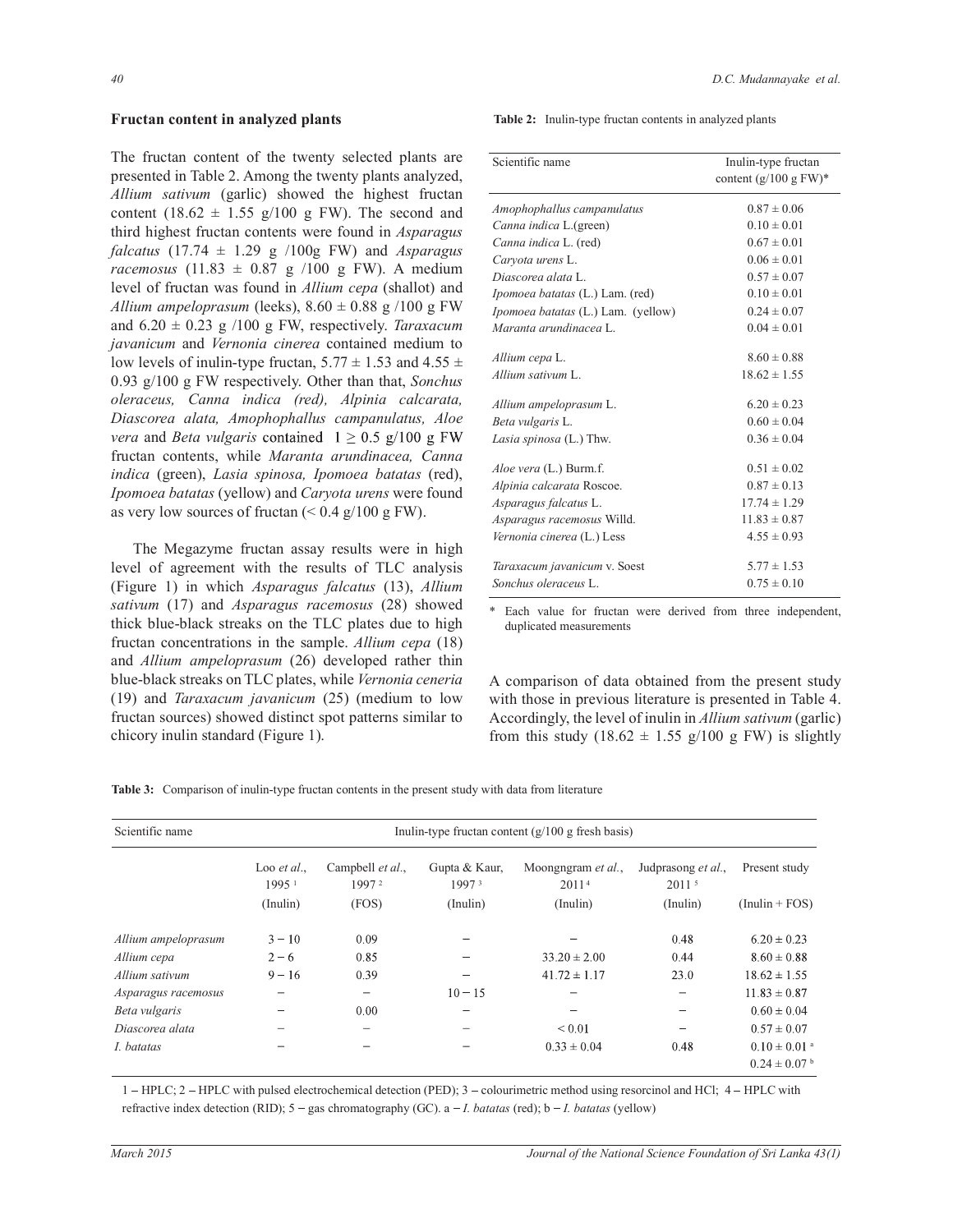## Fructan content in analyzed plants

The fructan content of the twenty selected plants are presented in Table 2. Among the twenty plants analyzed, *Allium sativum* (garlic) showed the highest fructan content (18.62 ± 1.55 g/100 g FW). The second and third highest fructan contents were found in *Asparagus falcatus* (17.74 ± 1.29 g /100g FW) and *Asparagus racemosus* (11.83 ± 0.87 g /100 g FW). A medium level of fructan was found in *Allium cepa* (shallot) and *Allium ampeloprasum* (leeks), 8.60 ± 0.88 g /100 g FW and 6.20 ± 0.23 g /100 g FW, respectively. *Taraxacum javanicum* and *Vernonia cinerea* contained medium to low levels of inulin-type fructan, 5.77 ± 1.53 and 4.55 ± 0.93 g/100 g FW respectively. Other than that, *Sonchus oleraceus, Canna indica (red), Alpinia calcarata, Diascorea alata, Amophophallus campanulatus, Aloe vera* and *Beta vulgaris* contained 1 ≥ 0.5 g/100 g FW fructan contents, while *Maranta arundinacea, Canna indica* (green), *Lasia spinosa, Ipomoea batatas* (red), *Ipomoea batatas* (yellow) and *Caryota urens* were found as very low sources of fructan (< 0.4 g/100 g FW).

The Megazyme fructan assay results were in high level of agreement with the results of TLC analysis (Figure 1) in which *Asparagus falcatus* (13), *Allium sativum* (17) and *Asparagus racemosus* (28) showed thick blue-black streaks on the TLC plates due to high fructan concentrations in the sample. *Allium cepa* (18) and *Allium ampeloprasum* (26) developed rather thin blue-black streaks on TLC plates, while *Vernonia ceneria* (19) and *Taraxacum javanicum* (25) (medium to low fructan sources) showed distinct spot patterns similar to chicory inulin standard (Figure 1).

**Table 2:** Inulin-type fructan contents in analyzed plants

| Scientific name | Inulin-type fructan content (g/100 g FW)* |
|---|---|
| *Amophophallus campanulatus* | 0.87 ± 0.06 |
| *Canna indica* L.(green) | 0.10 ± 0.01 |
| *Canna indica* L. (red) | 0.67 ± 0.01 |
| *Caryota urens* L. | 0.06 ± 0.01 |
| *Diascorea alata* L. | 0.57 ± 0.07 |
| *Ipomoea batatas* (L.) Lam. (red) | 0.10 ± 0.01 |
| *Ipomoea batatas* (L.) Lam. (yellow) | 0.24 ± 0.07 |
| *Maranta arundinacea* L. | 0.04 ± 0.01 |
| *Allium cepa* L. | 8.60 ± 0.88 |
| *Allium sativum* L. | 18.62 ± 1.55 |
| *Allium ampeloprasum* L. | 6.20 ± 0.23 |
| *Beta vulgaris* L. | 0.60 ± 0.04 |
| *Lasia spinosa* (L.) Thw. | 0.36 ± 0.04 |
| *Aloe vera* (L.) Burm.f. | 0.51 ± 0.02 |
| *Alpinia calcarata* Roscoe. | 0.87 ± 0.13 |
| *Asparagus falcatus* L. | 17.74 ± 1.29 |
| *Asparagus racemosus* Willd. | 11.83 ± 0.87 |
| *Vernonia cinerea* (L.) Less | 4.55 ± 0.93 |
| *Taraxacum javanicum* v. Soest | 5.77 ± 1.53 |
| *Sonchus oleraceus* L. | 0.75 ± 0.10 |

\* Each value for fructan were derived from three independent, duplicated measurements

A comparison of data obtained from the present study with those in previous literature is presented in Table 4. Accordingly, the level of inulin in *Allium sativum* (garlic) from this study (18.62 ± 1.55 g/100 g FW) is slightly

**Table 3:** Comparison of inulin-type fructan contents in the present study with data from literature

| Scientific name | Inulin-type fructan content (g/100 g fresh basis) | | | | | |
|---|---|---|---|---|---|---|
| | Loo *et al.*, 1995 [1] (Inulin) | Campbell *et al.*, 1997 [2] (FOS) | Gupta & Kaur, 1997 [3] (Inulin) | Moongngram *et al.*, 2011 [4] (Inulin) | Judprasong *et al.*, 2011 [5] (Inulin) | Present study (Inulin + FOS) |
| *Allium ampeloprasum* | 3 – 10 | 0.09 | – | – | 0.48 | 6.20 ± 0.23 |
| *Allium cepa* | 2 – 6 | 0.85 | – | 33.20 ± 2.00 | 0.44 | 8.60 ± 0.88 |
| *Allium sativum* | 9 – 16 | 0.39 | – | 41.72 ± 1.17 | 23.0 | 18.62 ± 1.55 |
| *Asparagus racemosus* | – | – | 10 – 15 | – | – | 11.83 ± 0.87 |
| *Beta vulgaris* | – | 0.00 | – | – | – | 0.60 ± 0.04 |
| *Diascorea alata* | – | – | – | < 0.01 | – | 0.57 ± 0.07 |
| *I. batatas* | – | – | – | 0.33 ± 0.04 | 0.48 | 0.10 ± 0.01 [a] 0.24 ± 0.07 [b] |

1 – HPLC; 2 – HPLC with pulsed electrochemical detection (PED); 3 – colourimetric method using resorcinol and HCl; 4 – HPLC with refractive index detection (RID); 5 – gas chromatography (GC). a – *I. batatas* (red); b – *I. batatas* (yellow)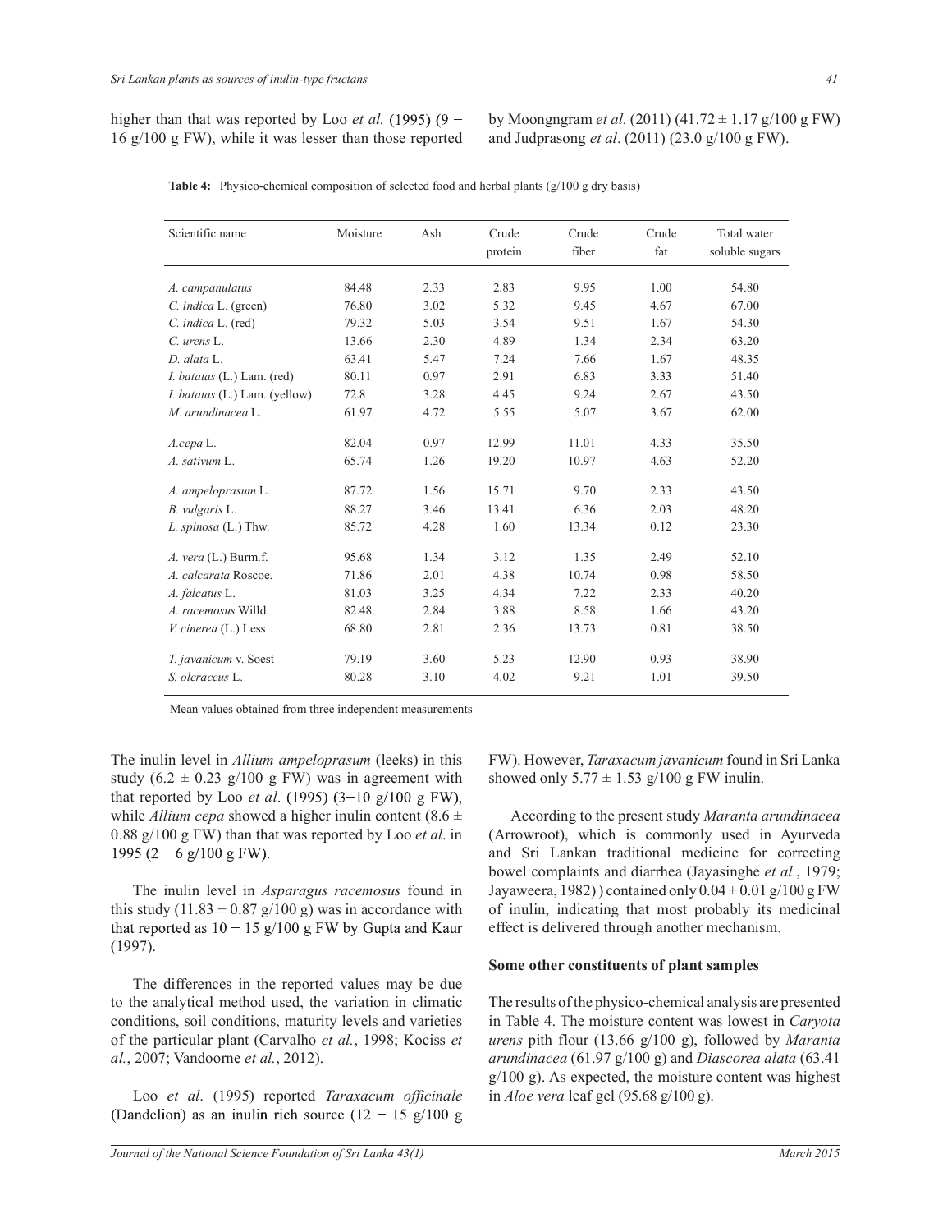higher than that was reported by Loo *et al.* (1995) (9 − 16 g/100 g FW), while it was lesser than those reported by Moongngram *et al*. (2011) (41.72 ± 1.17 g/100 g FW) and Judprasong *et al*. (2011) (23.0 g/100 g FW).

**Table 4:** Physico-chemical composition of selected food and herbal plants (g/100 g dry basis)

| Scientific name | Moisture | Ash | Crude protein | Crude fiber | Crude fat | Total water soluble sugars |
|---|---|---|---|---|---|---|
| *A. campanulatus* | 84.48 | 2.33 | 2.83 | 9.95 | 1.00 | 54.80 |
| *C. indica* L. (green) | 76.80 | 3.02 | 5.32 | 9.45 | 4.67 | 67.00 |
| *C. indica* L. (red) | 79.32 | 5.03 | 3.54 | 9.51 | 1.67 | 54.30 |
| *C. urens* L. | 13.66 | 2.30 | 4.89 | 1.34 | 2.34 | 63.20 |
| *D. alata* L. | 63.41 | 5.47 | 7.24 | 7.66 | 1.67 | 48.35 |
| *I. batatas* (L.) Lam. (red) | 80.11 | 0.97 | 2.91 | 6.83 | 3.33 | 51.40 |
| *I. batatas* (L.) Lam. (yellow) | 72.8 | 3.28 | 4.45 | 9.24 | 2.67 | 43.50 |
| *M. arundinacea* L. | 61.97 | 4.72 | 5.55 | 5.07 | 3.67 | 62.00 |
| *A.cepa* L. | 82.04 | 0.97 | 12.99 | 11.01 | 4.33 | 35.50 |
| *A. sativum* L. | 65.74 | 1.26 | 19.20 | 10.97 | 4.63 | 52.20 |
| *A. ampeloprasum* L. | 87.72 | 1.56 | 15.71 | 9.70 | 2.33 | 43.50 |
| *B. vulgaris* L. | 88.27 | 3.46 | 13.41 | 6.36 | 2.03 | 48.20 |
| *L. spinosa* (L.) Thw. | 85.72 | 4.28 | 1.60 | 13.34 | 0.12 | 23.30 |
| *A. vera* (L.) Burm.f. | 95.68 | 1.34 | 3.12 | 1.35 | 2.49 | 52.10 |
| *A. calcarata* Roscoe. | 71.86 | 2.01 | 4.38 | 10.74 | 0.98 | 58.50 |
| *A. falcatus* L. | 81.03 | 3.25 | 4.34 | 7.22 | 2.33 | 40.20 |
| *A. racemosus* Willd. | 82.48 | 2.84 | 3.88 | 8.58 | 1.66 | 43.20 |
| *V. cinerea* (L.) Less | 68.80 | 2.81 | 2.36 | 13.73 | 0.81 | 38.50 |
| *T. javanicum* v. Soest | 79.19 | 3.60 | 5.23 | 12.90 | 0.93 | 38.90 |
| *S. oleraceus* L. | 80.28 | 3.10 | 4.02 | 9.21 | 1.01 | 39.50 |

Mean values obtained from three independent measurements

The inulin level in *Allium ampeloprasum* (leeks) in this study (6.2 ± 0.23 g/100 g FW) was in agreement with that reported by Loo *et al*. (1995) (3−10 g/100 g FW), while *Allium cepa* showed a higher inulin content (8.6 ± 0.88 g/100 g FW) than that was reported by Loo *et al*. in 1995 (2 − 6 g/100 g FW).

The inulin level in *Asparagus racemosus* found in this study (11.83 ± 0.87 g/100 g) was in accordance with that reported as 10 − 15 g/100 g FW by Gupta and Kaur (1997).

The differences in the reported values may be due to the analytical method used, the variation in climatic conditions, soil conditions, maturity levels and varieties of the particular plant (Carvalho *et al.*, 1998; Kociss *et al.*, 2007; Vandoorne *et al.*, 2012).

Loo *et al*. (1995) reported *Taraxacum officinale* (Dandelion) as an inulin rich source (12 − 15 g/100 g FW). However, *Taraxacum javanicum* found in Sri Lanka showed only 5.77 ± 1.53 g/100 g FW inulin.

According to the present study *Maranta arundinacea* (Arrowroot), which is commonly used in Ayurveda and Sri Lankan traditional medicine for correcting bowel complaints and diarrhea (Jayasinghe *et al.*, 1979; Jayaweera, 1982) ) contained only 0.04 ± 0.01 g/100 g FW of inulin, indicating that most probably its medicinal effect is delivered through another mechanism.

**Some other constituents of plant samples**

The results of the physico-chemical analysis are presented in Table 4. The moisture content was lowest in *Caryota urens* pith flour (13.66 g/100 g), followed by *Maranta arundinacea* (61.97 g/100 g) and *Diascorea alata* (63.41 g/100 g). As expected, the moisture content was highest in *Aloe vera* leaf gel (95.68 g/100 g).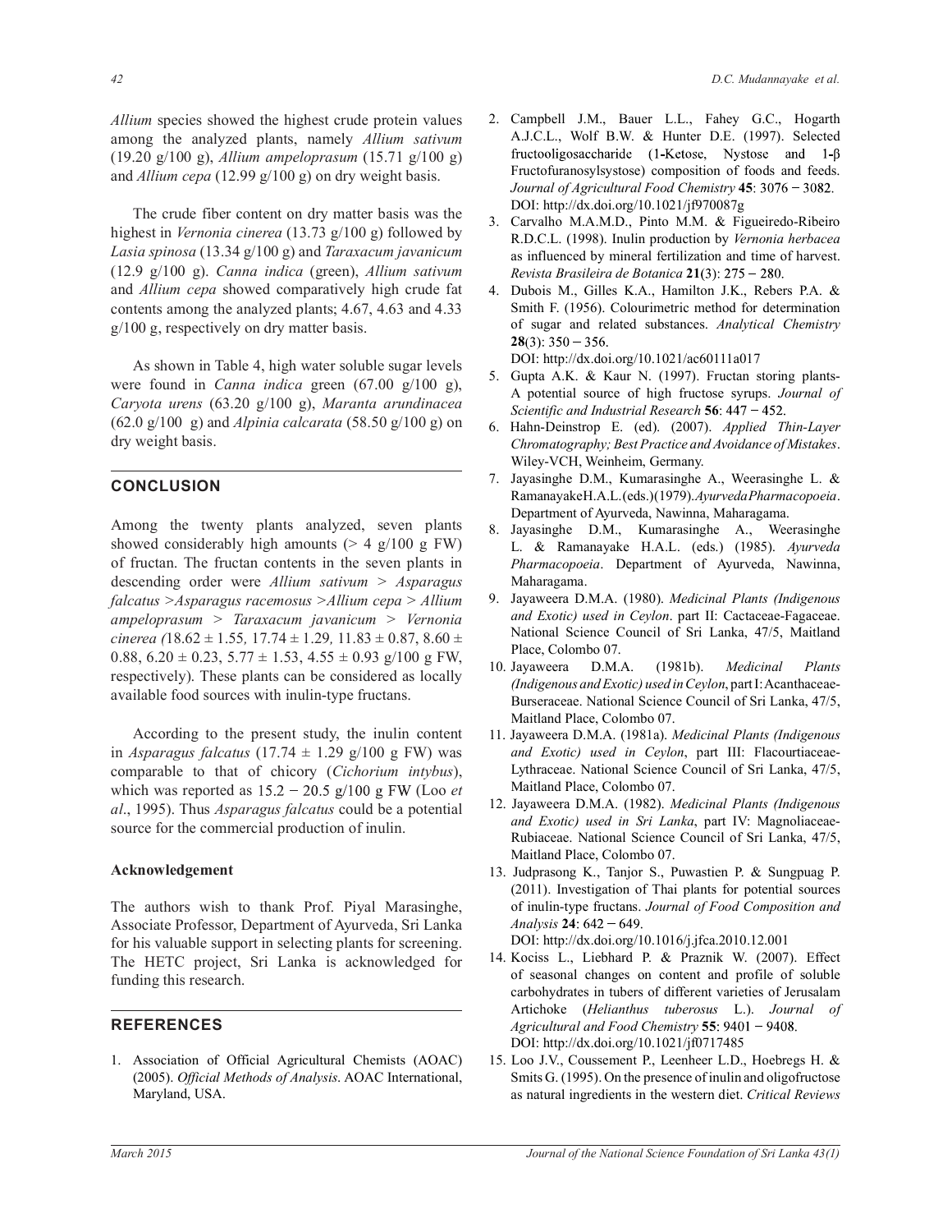*Allium* species showed the highest crude protein values among the analyzed plants, namely *Allium sativum* (19.20 g/100 g), *Allium ampeloprasum* (15.71 g/100 g) and *Allium cepa* (12.99 g/100 g) on dry weight basis.

The crude fiber content on dry matter basis was the highest in *Vernonia cinerea* (13.73 g/100 g) followed by *Lasia spinosa* (13.34 g/100 g) and *Taraxacum javanicum* (12.9 g/100 g). *Canna indica* (green), *Allium sativum* and *Allium cepa* showed comparatively high crude fat contents among the analyzed plants; 4.67, 4.63 and 4.33 g/100 g, respectively on dry matter basis.

As shown in Table 4, high water soluble sugar levels were found in *Canna indica* green (67.00 g/100 g), *Caryota urens* (63.20 g/100 g), *Maranta arundinacea* (62.0 g/100 g) and *Alpinia calcarata* (58.50 g/100 g) on dry weight basis.

## CONCLUSION

Among the twenty plants analyzed, seven plants showed considerably high amounts (> 4 g/100 g FW) of fructan. The fructan contents in the seven plants in descending order were *Allium sativum* > *Asparagus falcatus* >*Asparagus racemosus* >*Allium cepa* > *Allium ampeloprasum* > *Taraxacum javanicum* > *Vernonia cinerea (*18.62 ± 1.55*,* 17.74 ± 1.29*,* 11.83 ± 0.87, 8.60 ± 0.88, 6.20 ± 0.23, 5.77 ± 1.53, 4.55 ± 0.93 g/100 g FW, respectively). These plants can be considered as locally available food sources with inulin-type fructans.

According to the present study, the inulin content in *Asparagus falcatus* (17.74 ± 1.29 g/100 g FW) was comparable to that of chicory (*Cichorium intybus*), which was reported as 15.2 − 20.5 g/100 g FW (Loo *et al*., 1995). Thus *Asparagus falcatus* could be a potential source for the commercial production of inulin.

### Acknowledgement

The authors wish to thank Prof. Piyal Marasinghe, Associate Professor, Department of Ayurveda, Sri Lanka for his valuable support in selecting plants for screening. The HETC project, Sri Lanka is acknowledged for funding this research.

## REFERENCES

1. Association of Official Agricultural Chemists (AOAC) (2005). *Official Methods of Analysis*. AOAC International, Maryland, USA.
2. Campbell J.M., Bauer L.L., Fahey G.C., Hogarth A.J.C.L., Wolf B.W. & Hunter D.E. (1997). Selected fructooligosaccharide (1-Ketose, Nystose and 1-β Fructofuranosylsystose) composition of foods and feeds. *Journal of Agricultural Food Chemistry* **45**: 3076 − 3082. DOI: http://dx.doi.org/10.1021/jf970087g
3. Carvalho M.A.M.D., Pinto M.M. & Figueiredo-Ribeiro R.D.C.L. (1998). Inulin production by *Vernonia herbacea* as influenced by mineral fertilization and time of harvest. *Revista Brasileira de Botanica* **21**(3): 275 − 280.
4. Dubois M., Gilles K.A., Hamilton J.K., Rebers P.A. & Smith F. (1956). Colourimetric method for determination of sugar and related substances. *Analytical Chemistry* **28**(3): 350 − 356. DOI: http://dx.doi.org/10.1021/ac60111a017
5. Gupta A.K. & Kaur N. (1997). Fructan storing plants- A potential source of high fructose syrups. *Journal of Scientific and Industrial Research* **56**: 447 − 452.
6. Hahn-Deinstrop E. (ed). (2007). *Applied Thin-Layer Chromatography; Best Practice and Avoidance of Mistakes*. Wiley-VCH, Weinheim, Germany.
7. Jayasinghe D.M., Kumarasinghe A., Weerasinghe L. & RamanayakeH.A.L.(eds.)(1979).*AyurvedaPharmacopoeia*. Department of Ayurveda, Nawinna, Maharagama.
8. Jayasinghe D.M., Kumarasinghe A., Weerasinghe L. & Ramanayake H.A.L. (eds.) (1985). *Ayurveda Pharmacopoeia*. Department of Ayurveda, Nawinna, Maharagama.
9. Jayaweera D.M.A. (1980). *Medicinal Plants (Indigenous and Exotic) used in Ceylon*. part II: Cactaceae-Fagaceae. National Science Council of Sri Lanka, 47/5, Maitland Place, Colombo 07.
10. Jayaweera D.M.A. (1981b). *Medicinal Plants (Indigenous and Exotic) used in Ceylon*, part I: Acanthaceae-Burseraceae. National Science Council of Sri Lanka, 47/5, Maitland Place, Colombo 07.
11. Jayaweera D.M.A. (1981a). *Medicinal Plants (Indigenous and Exotic) used in Ceylon*, part III: Flacourtiaceae-Lythraceae. National Science Council of Sri Lanka, 47/5, Maitland Place, Colombo 07.
12. Jayaweera D.M.A. (1982). *Medicinal Plants (Indigenous and Exotic) used in Sri Lanka*, part IV: Magnoliaceae-Rubiaceae. National Science Council of Sri Lanka, 47/5, Maitland Place, Colombo 07.
13. Judprasong K., Tanjor S., Puwastien P. & Sungpuag P. (2011). Investigation of Thai plants for potential sources of inulin-type fructans. *Journal of Food Composition and Analysis* **24**: 642 − 649. DOI: http://dx.doi.org/10.1016/j.jfca.2010.12.001
14. Kociss L., Liebhard P. & Praznik W. (2007). Effect of seasonal changes on content and profile of soluble carbohydrates in tubers of different varieties of Jerusalam Artichoke (*Helianthus tuberosus* L.). *Journal of Agricultural and Food Chemistry* **55**: 9401 − 9408. DOI: http://dx.doi.org/10.1021/jf0717485
15. Loo J.V., Coussement P., Leenheer L.D., Hoebregs H. & Smits G. (1995). On the presence of inulin and oligofructose as natural ingredients in the western diet. *Critical Reviews*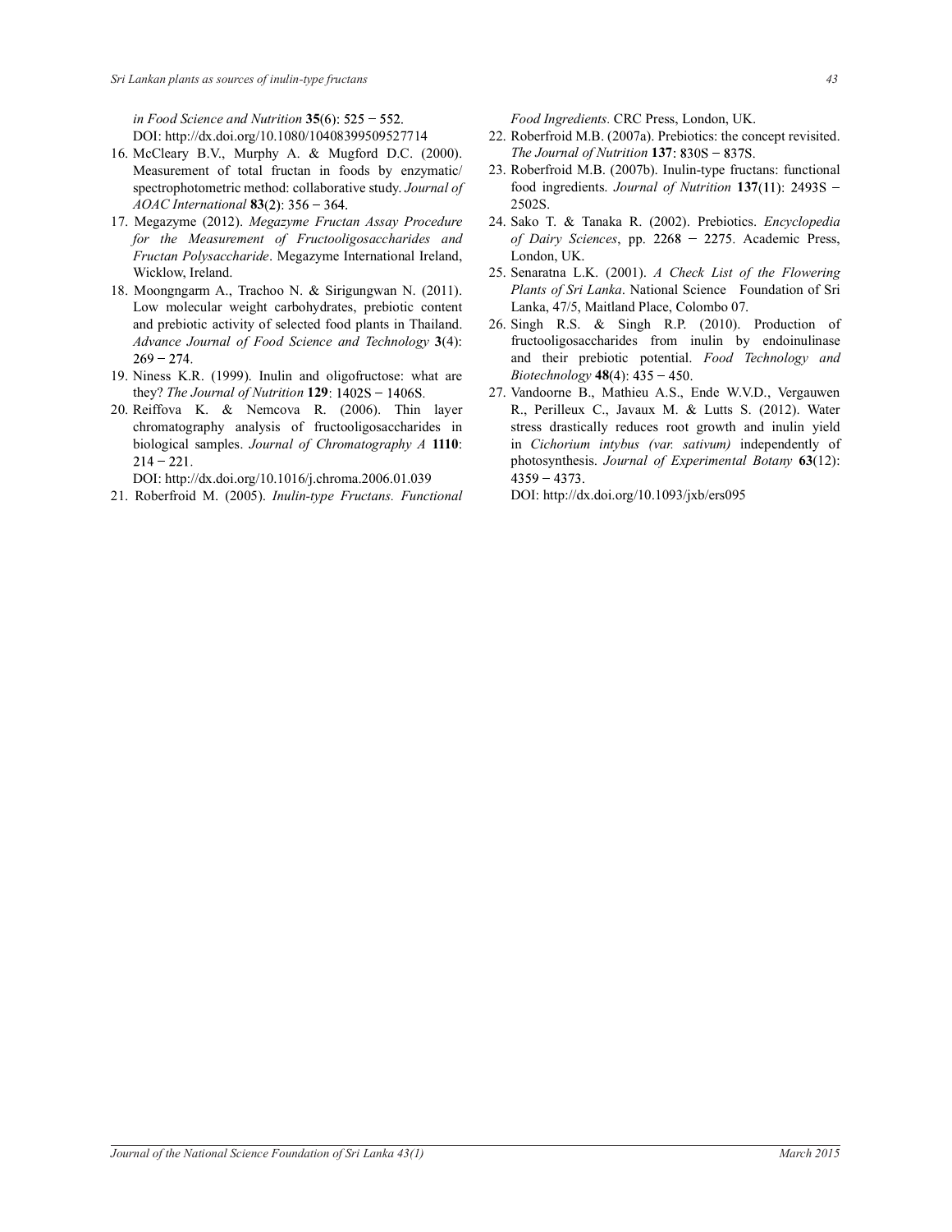*in Food Science and Nutrition* **35**(6): 525 − 552. DOI: http://dx.doi.org/10.1080/10408399509527714

16. McCleary B.V., Murphy A. & Mugford D.C. (2000). Measurement of total fructan in foods by enzymatic/spectrophotometric method: collaborative study. *Journal of AOAC International* **83**(2): 356 − 364.
17. Megazyme (2012). *Megazyme Fructan Assay Procedure for the Measurement of Fructooligosaccharides and Fructan Polysaccharide*. Megazyme International Ireland, Wicklow, Ireland.
18. Moongngarm A., Trachoo N. & Sirigungwan N. (2011). Low molecular weight carbohydrates, prebiotic content and prebiotic activity of selected food plants in Thailand. *Advance Journal of Food Science and Technology* **3**(4): 269 − 274.
19. Niness K.R. (1999). Inulin and oligofructose: what are they? *The Journal of Nutrition* **129**: 1402S − 1406S.
20. Reiffova K. & Nemcova R. (2006). Thin layer chromatography analysis of fructooligosaccharides in biological samples. *Journal of Chromatography A* **1110**: 214 − 221.
    DOI: http://dx.doi.org/10.1016/j.chroma.2006.01.039
21. Roberfroid M. (2005). *Inulin-type Fructans. Functional Food Ingredients*. CRC Press, London, UK.
22. Roberfroid M.B. (2007a). Prebiotics: the concept revisited. *The Journal of Nutrition* **137**: 830S − 837S.
23. Roberfroid M.B. (2007b). Inulin-type fructans: functional food ingredients. *Journal of Nutrition* **137**(11): 2493S − 2502S.
24. Sako T. & Tanaka R. (2002). Prebiotics. *Encyclopedia of Dairy Sciences*, pp. 2268 − 2275. Academic Press, London, UK.
25. Senaratna L.K. (2001). *A Check List of the Flowering Plants of Sri Lanka*. National Science Foundation of Sri Lanka, 47/5, Maitland Place, Colombo 07.
26. Singh R.S. & Singh R.P. (2010). Production of fructooligosaccharides from inulin by endoinulinase and their prebiotic potential. *Food Technology and Biotechnology* **48**(4): 435 − 450.
27. Vandoorne B., Mathieu A.S., Ende W.V.D., Vergauwen R., Perilleux C., Javaux M. & Lutts S. (2012). Water stress drastically reduces root growth and inulin yield in *Cichorium intybus (var. sativum)* independently of photosynthesis. *Journal of Experimental Botany* **63**(12): 4359 − 4373.
    DOI: http://dx.doi.org/10.1093/jxb/ers095